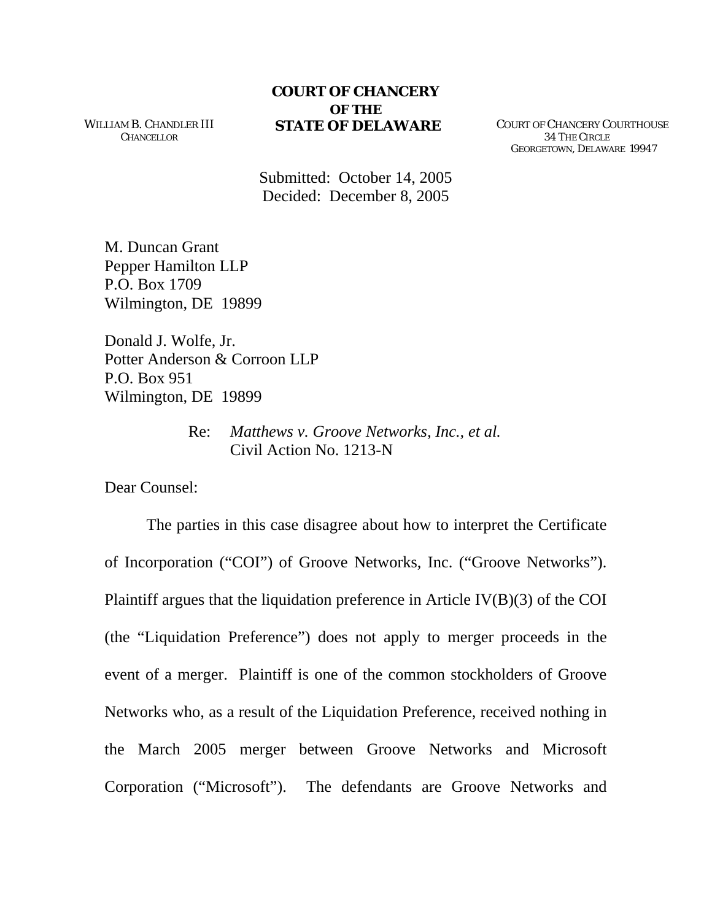**COURT OF CHANCERY**
**OF THE**
**STATE OF DELAWARE**

WILLIAM B. CHANDLER III
CHANCELLOR

COURT OF CHANCERY COURTHOUSE
34 THE CIRCLE
GEORGETOWN, DELAWARE 19947

Submitted: October 14, 2005
Decided: December 8, 2005

M. Duncan Grant
Pepper Hamilton LLP
P.O. Box 1709
Wilmington, DE 19899

Donald J. Wolfe, Jr.
Potter Anderson & Corroon LLP
P.O. Box 951
Wilmington, DE 19899

Re: *Matthews v. Groove Networks, Inc., et al.*
Civil Action No. 1213-N

Dear Counsel:

The parties in this case disagree about how to interpret the Certificate of Incorporation ("COI") of Groove Networks, Inc. ("Groove Networks"). Plaintiff argues that the liquidation preference in Article IV(B)(3) of the COI (the "Liquidation Preference") does not apply to merger proceeds in the event of a merger. Plaintiff is one of the common stockholders of Groove Networks who, as a result of the Liquidation Preference, received nothing in the March 2005 merger between Groove Networks and Microsoft Corporation ("Microsoft"). The defendants are Groove Networks and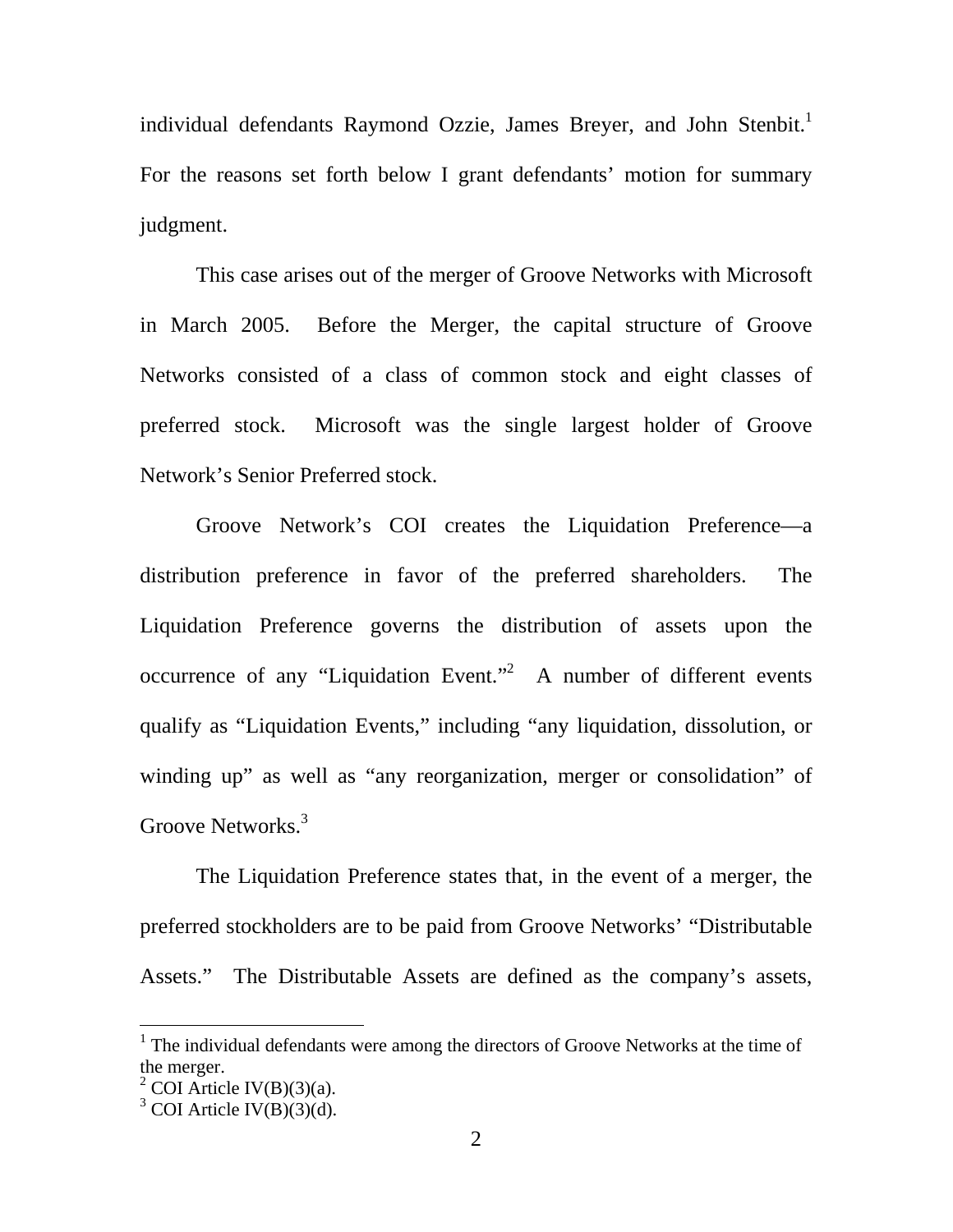individual defendants Raymond Ozzie, James Breyer, and John Stenbit.[1] For the reasons set forth below I grant defendants' motion for summary judgment.

This case arises out of the merger of Groove Networks with Microsoft in March 2005. Before the Merger, the capital structure of Groove Networks consisted of a class of common stock and eight classes of preferred stock. Microsoft was the single largest holder of Groove Network's Senior Preferred stock.

Groove Network's COI creates the Liquidation Preference—a distribution preference in favor of the preferred shareholders. The Liquidation Preference governs the distribution of assets upon the occurrence of any "Liquidation Event."[2] A number of different events qualify as "Liquidation Events," including "any liquidation, dissolution, or winding up" as well as "any reorganization, merger or consolidation" of Groove Networks.[3]

The Liquidation Preference states that, in the event of a merger, the preferred stockholders are to be paid from Groove Networks' "Distributable Assets." The Distributable Assets are defined as the company's assets,

---

[1] The individual defendants were among the directors of Groove Networks at the time of the merger.

[2] COI Article IV(B)(3)(a).

[3] COI Article IV(B)(3)(d).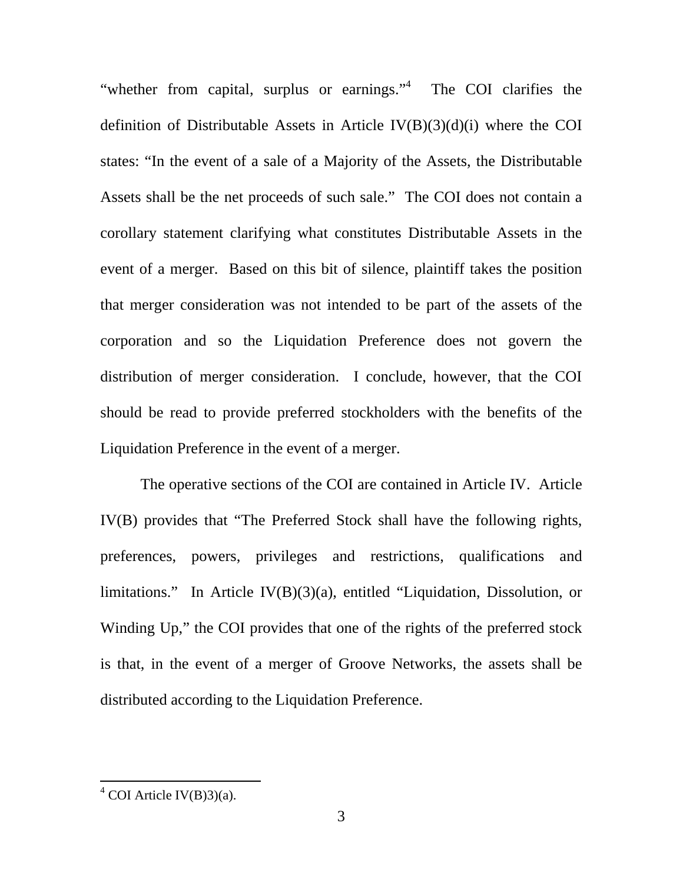"whether from capital, surplus or earnings."[4] The COI clarifies the definition of Distributable Assets in Article IV(B)(3)(d)(i) where the COI states: "In the event of a sale of a Majority of the Assets, the Distributable Assets shall be the net proceeds of such sale." The COI does not contain a corollary statement clarifying what constitutes Distributable Assets in the event of a merger. Based on this bit of silence, plaintiff takes the position that merger consideration was not intended to be part of the assets of the corporation and so the Liquidation Preference does not govern the distribution of merger consideration. I conclude, however, that the COI should be read to provide preferred stockholders with the benefits of the Liquidation Preference in the event of a merger.

The operative sections of the COI are contained in Article IV. Article IV(B) provides that "The Preferred Stock shall have the following rights, preferences, powers, privileges and restrictions, qualifications and limitations." In Article IV(B)(3)(a), entitled "Liquidation, Dissolution, or Winding Up," the COI provides that one of the rights of the preferred stock is that, in the event of a merger of Groove Networks, the assets shall be distributed according to the Liquidation Preference.

---

[4] COI Article IV(B)3)(a).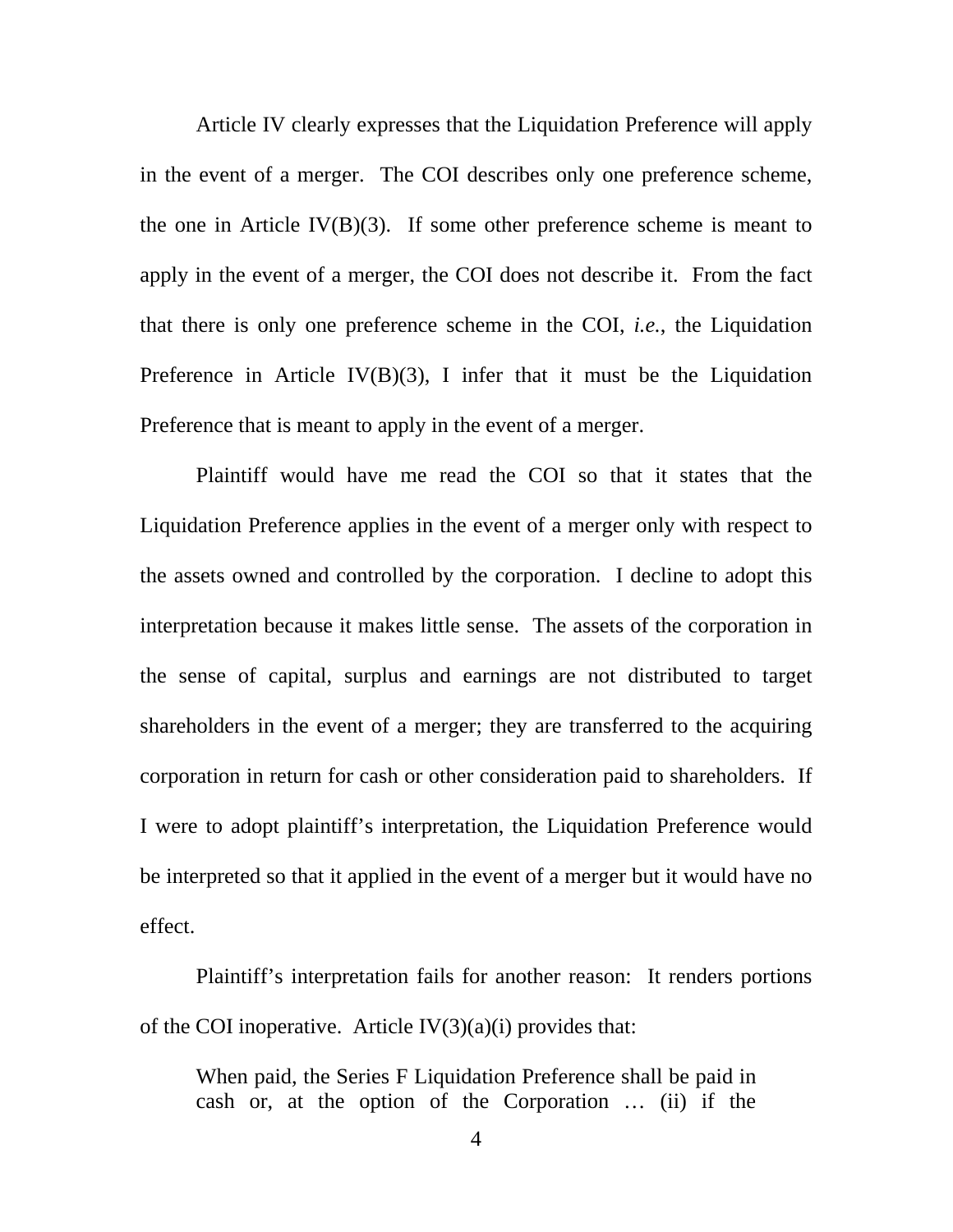Article IV clearly expresses that the Liquidation Preference will apply in the event of a merger. The COI describes only one preference scheme, the one in Article IV(B)(3). If some other preference scheme is meant to apply in the event of a merger, the COI does not describe it. From the fact that there is only one preference scheme in the COI, *i.e.*, the Liquidation Preference in Article IV(B)(3), I infer that it must be the Liquidation Preference that is meant to apply in the event of a merger.

Plaintiff would have me read the COI so that it states that the Liquidation Preference applies in the event of a merger only with respect to the assets owned and controlled by the corporation. I decline to adopt this interpretation because it makes little sense. The assets of the corporation in the sense of capital, surplus and earnings are not distributed to target shareholders in the event of a merger; they are transferred to the acquiring corporation in return for cash or other consideration paid to shareholders. If I were to adopt plaintiff's interpretation, the Liquidation Preference would be interpreted so that it applied in the event of a merger but it would have no effect.

Plaintiff's interpretation fails for another reason: It renders portions of the COI inoperative. Article IV(3)(a)(i) provides that:

> When paid, the Series F Liquidation Preference shall be paid in cash or, at the option of the Corporation … (ii) if the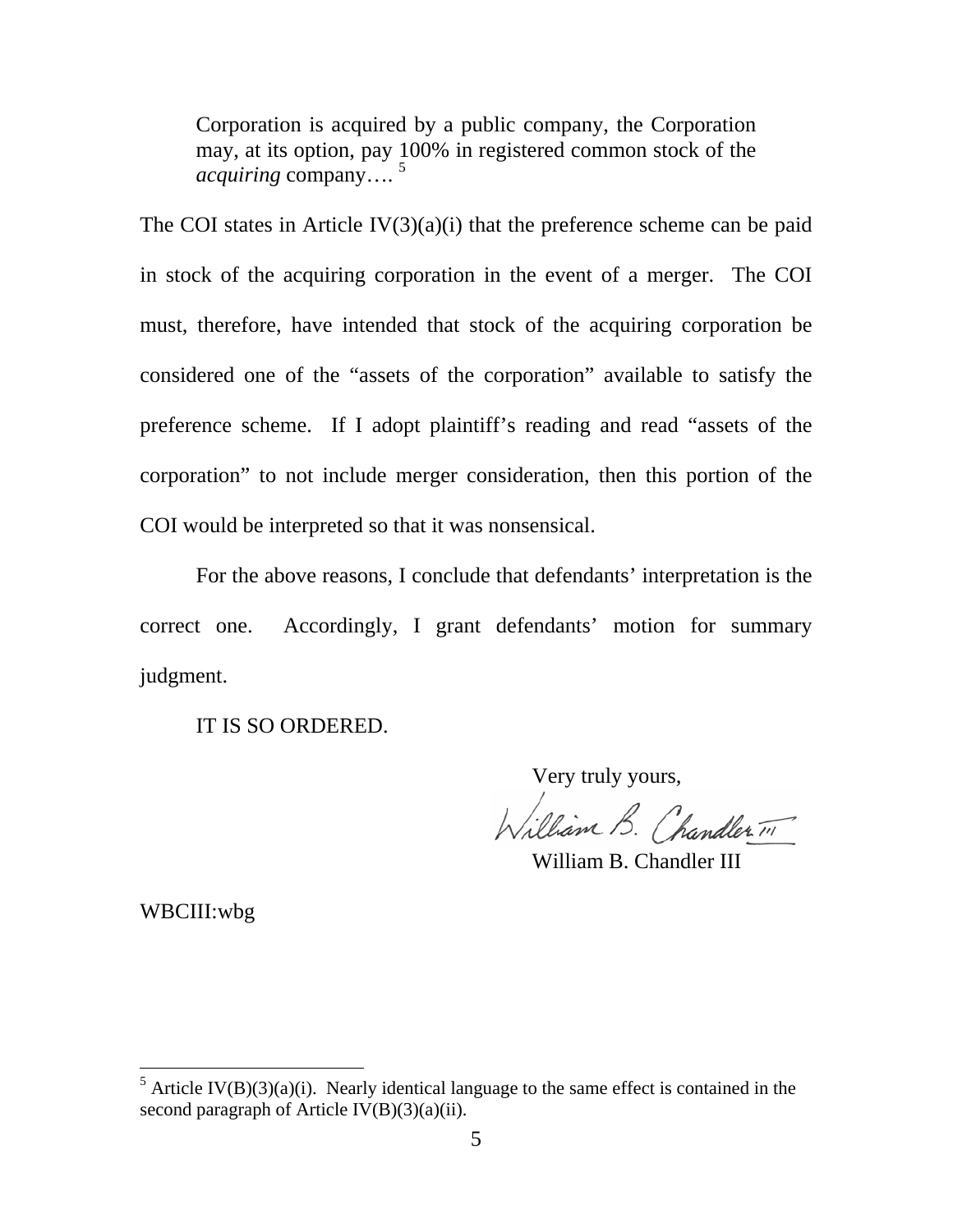> Corporation is acquired by a public company, the Corporation may, at its option, pay 100% in registered common stock of the *acquiring* company…. [5]

The COI states in Article IV(3)(a)(i) that the preference scheme can be paid in stock of the acquiring corporation in the event of a merger. The COI must, therefore, have intended that stock of the acquiring corporation be considered one of the "assets of the corporation" available to satisfy the preference scheme. If I adopt plaintiff's reading and read "assets of the corporation" to not include merger consideration, then this portion of the COI would be interpreted so that it was nonsensical.

For the above reasons, I conclude that defendants' interpretation is the correct one. Accordingly, I grant defendants' motion for summary judgment.

IT IS SO ORDERED.

Very truly yours,

William B. Chandler III

WBCIII:wbg

[5] Article IV(B)(3)(a)(i). Nearly identical language to the same effect is contained in the second paragraph of Article IV(B)(3)(a)(ii).